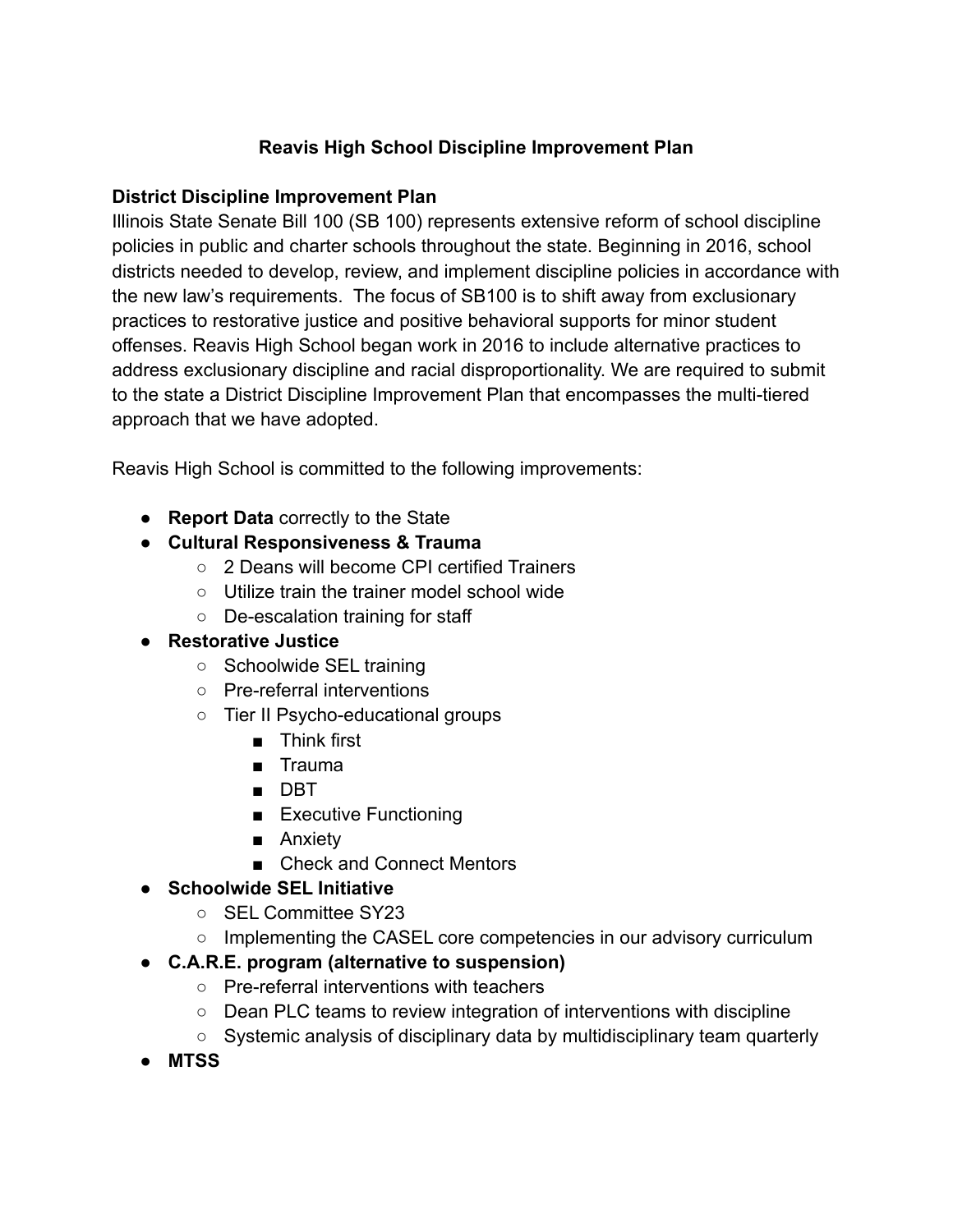# Reavis High School Discipline Improvement Plan

## District Discipline Improvement Plan

Illinois State Senate Bill 100 (SB 100) represents extensive reform of school discipline policies in public and charter schools throughout the state. Beginning in 2016, school districts needed to develop, review, and implement discipline policies in accordance with the new law's requirements. The focus of SB100 is to shift away from exclusionary practices to restorative justice and positive behavioral supports for minor student offenses. Reavis High School began work in 2016 to include alternative practices to address exclusionary discipline and racial disproportionality. We are required to submit to the state a District Discipline Improvement Plan that encompasses the multi-tiered approach that we have adopted.

Reavis High School is committed to the following improvements:

- **Report Data** correctly to the State
- **Cultural Responsiveness & Trauma**
  - 2 Deans will become CPI certified Trainers
  - Utilize train the trainer model school wide
  - De-escalation training for staff
- **Restorative Justice**
  - Schoolwide SEL training
  - Pre-referral interventions
  - Tier II Psycho-educational groups
    - Think first
    - Trauma
    - DBT
    - Executive Functioning
    - Anxiety
    - Check and Connect Mentors
- **Schoolwide SEL Initiative**
  - SEL Committee SY23
  - Implementing the CASEL core competencies in our advisory curriculum
- **C.A.R.E. program (alternative to suspension)**
  - Pre-referral interventions with teachers
  - Dean PLC teams to review integration of interventions with discipline
  - Systemic analysis of disciplinary data by multidisciplinary team quarterly
- **MTSS**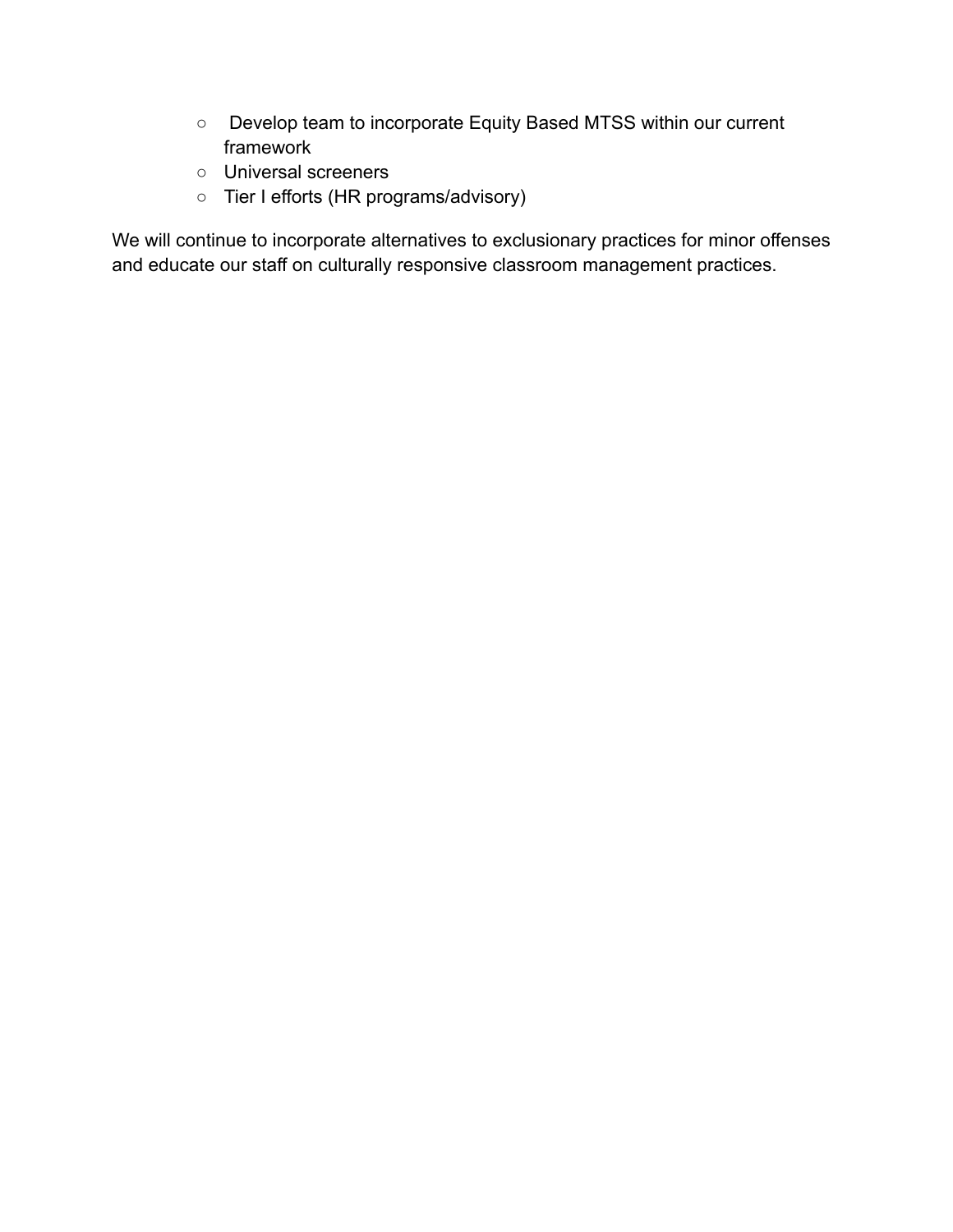- Develop team to incorporate Equity Based MTSS within our current framework
- Universal screeners
- Tier I efforts (HR programs/advisory)

We will continue to incorporate alternatives to exclusionary practices for minor offenses and educate our staff on culturally responsive classroom management practices.